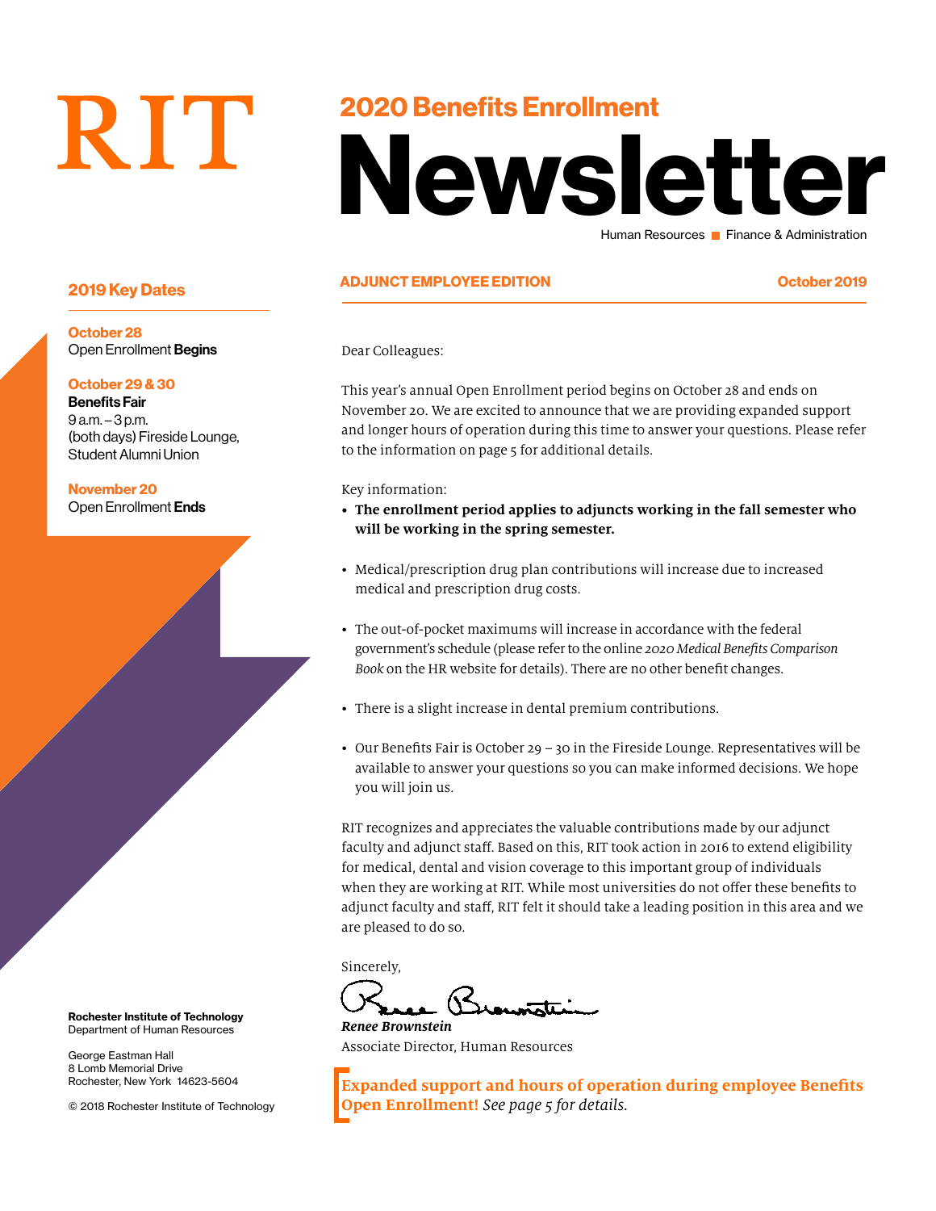RIT

# 2020 Benefits Enrollment Newsletter

Human Resources ■ Finance & Administration

**ADJUNCT EMPLOYEE EDITION** October 2019

## 2019 Key Dates

**October 28**
Open Enrollment **Begins**

**October 29 & 30**
**Benefits Fair**
9 a.m. – 3 p.m.
(both days) Fireside Lounge, Student Alumni Union

**November 20**
Open Enrollment **Ends**

Dear Colleagues:

This year's annual Open Enrollment period begins on October 28 and ends on November 20. We are excited to announce that we are providing expanded support and longer hours of operation during this time to answer your questions. Please refer to the information on page 5 for additional details.

Key information:

- **The enrollment period applies to adjuncts working in the fall semester who will be working in the spring semester.**
- Medical/prescription drug plan contributions will increase due to increased medical and prescription drug costs.
- The out-of-pocket maximums will increase in accordance with the federal government's schedule (please refer to the online *2020 Medical Benefits Comparison Book* on the HR website for details). There are no other benefit changes.
- There is a slight increase in dental premium contributions.
- Our Benefits Fair is October 29 – 30 in the Fireside Lounge. Representatives will be available to answer your questions so you can make informed decisions. We hope you will join us.

RIT recognizes and appreciates the valuable contributions made by our adjunct faculty and adjunct staff. Based on this, RIT took action in 2016 to extend eligibility for medical, dental and vision coverage to this important group of individuals when they are working at RIT. While most universities do not offer these benefits to adjunct faculty and staff, RIT felt it should take a leading position in this area and we are pleased to do so.

Sincerely,

***Renee Brownstein***
Associate Director, Human Resources

**Expanded support and hours of operation during employee Benefits Open Enrollment!** *See page 5 for details.*

**Rochester Institute of Technology**
Department of Human Resources

George Eastman Hall
8 Lomb Memorial Drive
Rochester, New York 14623-5604

© 2018 Rochester Institute of Technology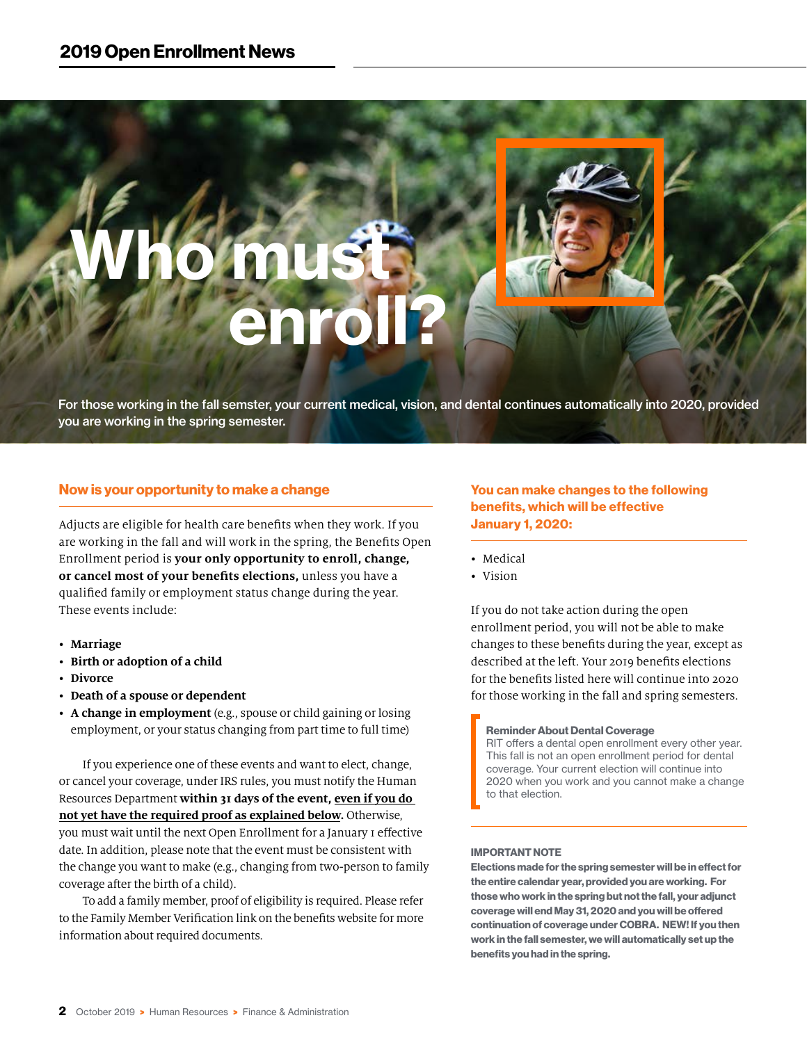# Who must enroll?

For those working in the fall semster, your current medical, vision, and dental continues automatically into 2020, provided you are working in the spring semester.

## Now is your opportunity to make a change

Adjucts are eligible for health care benefits when they work. If you are working in the fall and will work in the spring, the Benefits Open Enrollment period is **your only opportunity to enroll, change, or cancel most of your benefits elections,** unless you have a qualified family or employment status change during the year. These events include:

- **Marriage**
- **Birth or adoption of a child**
- **Divorce**
- **Death of a spouse or dependent**
- **A change in employment** (e.g., spouse or child gaining or losing employment, or your status changing from part time to full time)

If you experience one of these events and want to elect, change, or cancel your coverage, under IRS rules, you must notify the Human Resources Department **within 31 days of the event, even if you do not yet have the required proof as explained below.** Otherwise, you must wait until the next Open Enrollment for a January 1 effective date. In addition, please note that the event must be consistent with the change you want to make (e.g., changing from two-person to family coverage after the birth of a child).

To add a family member, proof of eligibility is required. Please refer to the Family Member Verification link on the benefits website for more information about required documents.

## You can make changes to the following benefits, which will be effective January 1, 2020:

- Medical
- Vision

If you do not take action during the open enrollment period, you will not be able to make changes to these benefits during the year, except as described at the left. Your 2019 benefits elections for the benefits listed here will continue into 2020 for those working in the fall and spring semesters.

**Reminder About Dental Coverage**

RIT offers a dental open enrollment every other year. This fall is not an open enrollment period for dental coverage. Your current election will continue into 2020 when you work and you cannot make a change to that election.

**IMPORTANT NOTE**

**Elections made for the spring semester will be in effect for the entire calendar year, provided you are working. For those who work in the spring but not the fall, your adjunct coverage will end May 31, 2020 and you will be offered continuation of coverage under COBRA. NEW! If you then work in the fall semester, we will automatically set up the benefits you had in the spring.**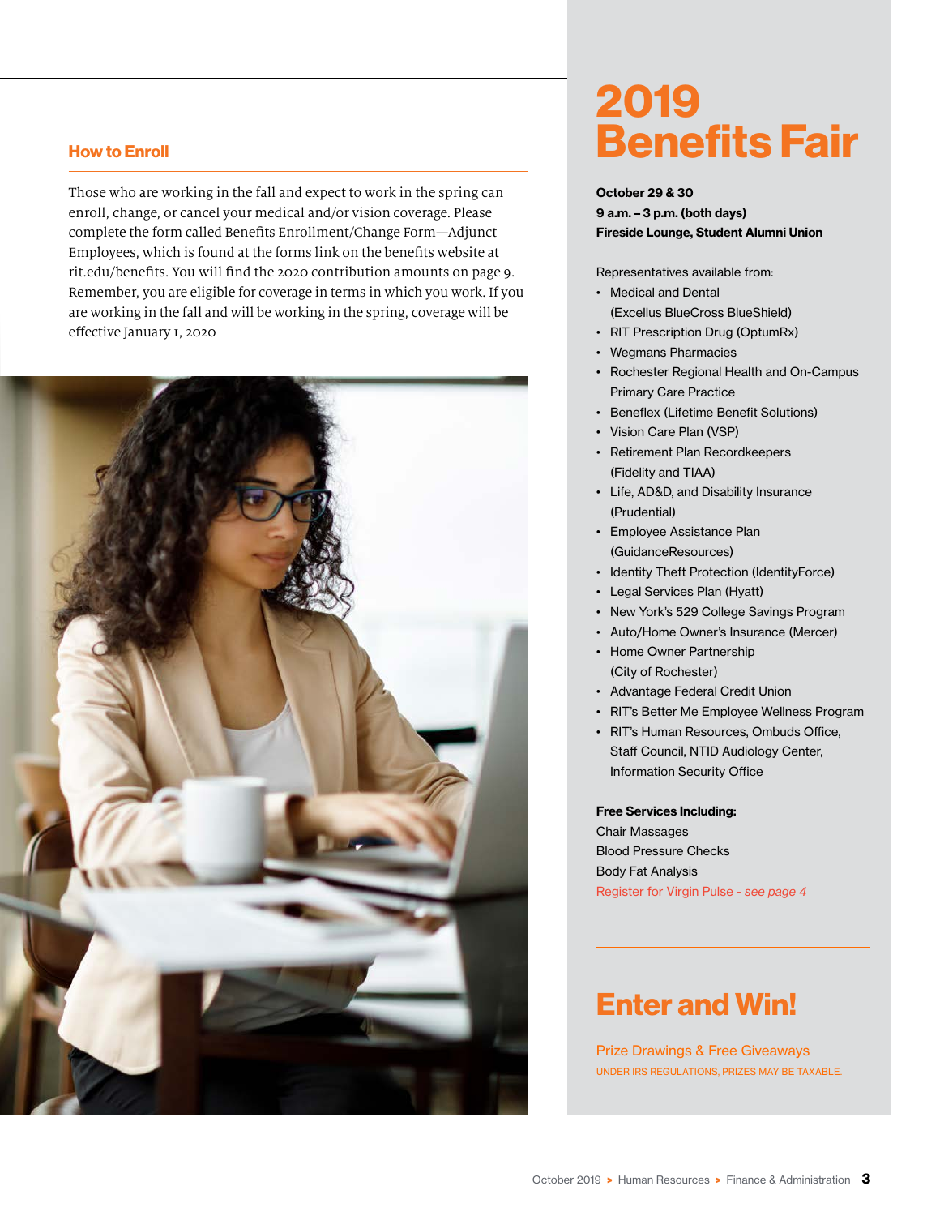## How to Enroll

Those who are working in the fall and expect to work in the spring can enroll, change, or cancel your medical and/or vision coverage. Please complete the form called Benefits Enrollment/Change Form—Adjunct Employees, which is found at the forms link on the benefits website at rit.edu/benefits. You will find the 2020 contribution amounts on page 9. Remember, you are eligible for coverage in terms in which you work. If you are working in the fall and will be working in the spring, coverage will be effective January 1, 2020

# 2019 Benefits Fair

**October 29 & 30**
**9 a.m. – 3 p.m. (both days)**
**Fireside Lounge, Student Alumni Union**

Representatives available from:

- Medical and Dental (Excellus BlueCross BlueShield)
- RIT Prescription Drug (OptumRx)
- Wegmans Pharmacies
- Rochester Regional Health and On-Campus Primary Care Practice
- Beneflex (Lifetime Benefit Solutions)
- Vision Care Plan (VSP)
- Retirement Plan Recordkeepers (Fidelity and TIAA)
- Life, AD&D, and Disability Insurance (Prudential)
- Employee Assistance Plan (GuidanceResources)
- Identity Theft Protection (IdentityForce)
- Legal Services Plan (Hyatt)
- New York's 529 College Savings Program
- Auto/Home Owner's Insurance (Mercer)
- Home Owner Partnership (City of Rochester)
- Advantage Federal Credit Union
- RIT's Better Me Employee Wellness Program
- RIT's Human Resources, Ombuds Office, Staff Council, NTID Audiology Center, Information Security Office

**Free Services Including:**
Chair Massages
Blood Pressure Checks
Body Fat Analysis
Register for Virgin Pulse - *see page 4*

## Enter and Win!

Prize Drawings & Free Giveaways

UNDER IRS REGULATIONS, PRIZES MAY BE TAXABLE.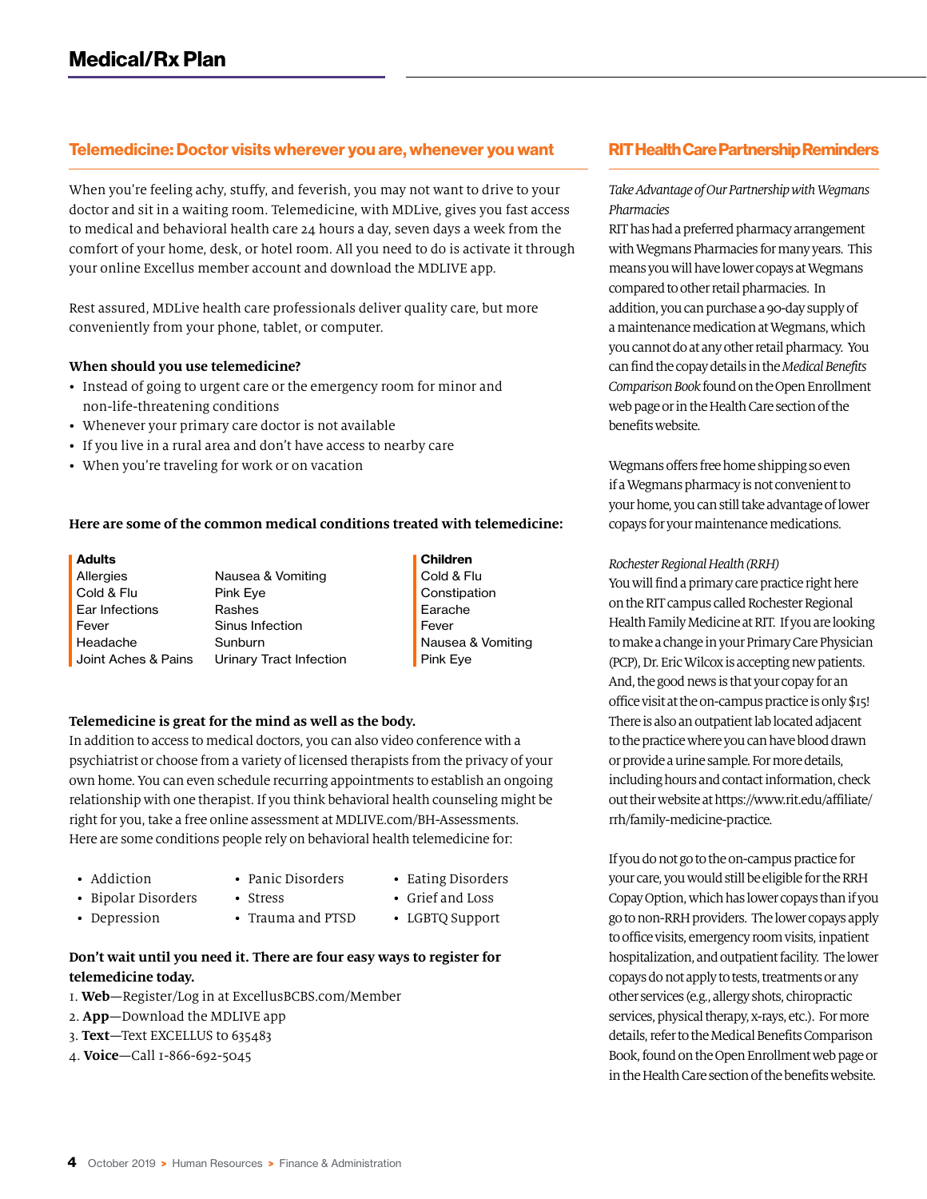# Medical/Rx Plan

## Telemedicine: Doctor visits wherever you are, whenever you want

When you're feeling achy, stuffy, and feverish, you may not want to drive to your doctor and sit in a waiting room. Telemedicine, with MDLive, gives you fast access to medical and behavioral health care 24 hours a day, seven days a week from the comfort of your home, desk, or hotel room. All you need to do is activate it through your online Excellus member account and download the MDLIVE app.

Rest assured, MDLive health care professionals deliver quality care, but more conveniently from your phone, tablet, or computer.

**When should you use telemedicine?**

- Instead of going to urgent care or the emergency room for minor and non-life-threatening conditions
- Whenever your primary care doctor is not available
- If you live in a rural area and don't have access to nearby care
- When you're traveling for work or on vacation

**Here are some of the common medical conditions treated with telemedicine:**

**Adults**

- Allergies
- Cold & Flu
- Ear Infections
- Fever
- Headache
- Joint Aches & Pains
- Nausea & Vomiting
- Pink Eye
- Rashes
- Sinus Infection
- Sunburn
- Urinary Tract Infection

**Children**

- Cold & Flu
- Constipation
- Earache
- Fever
- Nausea & Vomiting
- Pink Eye

**Telemedicine is great for the mind as well as the body.**
In addition to access to medical doctors, you can also video conference with a psychiatrist or choose from a variety of licensed therapists from the privacy of your own home. You can even schedule recurring appointments to establish an ongoing relationship with one therapist. If you think behavioral health counseling might be right for you, take a free online assessment at MDLIVE.com/BH-Assessments. Here are some conditions people rely on behavioral health telemedicine for:

- Addiction
- Bipolar Disorders
- Depression
- Panic Disorders
- Stress
- Trauma and PTSD
- Eating Disorders
- Grief and Loss
- LGBTQ Support

**Don't wait until you need it. There are four easy ways to register for telemedicine today.**

1. **Web**—Register/Log in at ExcellusBCBS.com/Member
2. **App**—Download the MDLIVE app
3. **Text**—Text EXCELLUS to 635483
4. **Voice**—Call 1-866-692-5045

## RIT Health Care Partnership Reminders

*Take Advantage of Our Partnership with Wegmans Pharmacies*
RIT has had a preferred pharmacy arrangement with Wegmans Pharmacies for many years. This means you will have lower copays at Wegmans compared to other retail pharmacies. In addition, you can purchase a 90-day supply of a maintenance medication at Wegmans, which you cannot do at any other retail pharmacy. You can find the copay details in the *Medical Benefits Comparison Book* found on the Open Enrollment web page or in the Health Care section of the benefits website.

Wegmans offers free home shipping so even if a Wegmans pharmacy is not convenient to your home, you can still take advantage of lower copays for your maintenance medications.

*Rochester Regional Health (RRH)*
You will find a primary care practice right here on the RIT campus called Rochester Regional Health Family Medicine at RIT. If you are looking to make a change in your Primary Care Physician (PCP), Dr. Eric Wilcox is accepting new patients. And, the good news is that your copay for an office visit at the on-campus practice is only $15! There is also an outpatient lab located adjacent to the practice where you can have blood drawn or provide a urine sample. For more details, including hours and contact information, check out their website at https://www.rit.edu/affiliate/rrh/family-medicine-practice.

If you do not go to the on-campus practice for your care, you would still be eligible for the RRH Copay Option, which has lower copays than if you go to non-RRH providers. The lower copays apply to office visits, emergency room visits, inpatient hospitalization, and outpatient facility. The lower copays do not apply to tests, treatments or any other services (e.g., allergy shots, chiropractic services, physical therapy, x-rays, etc.). For more details, refer to the Medical Benefits Comparison Book, found on the Open Enrollment web page or in the Health Care section of the benefits website.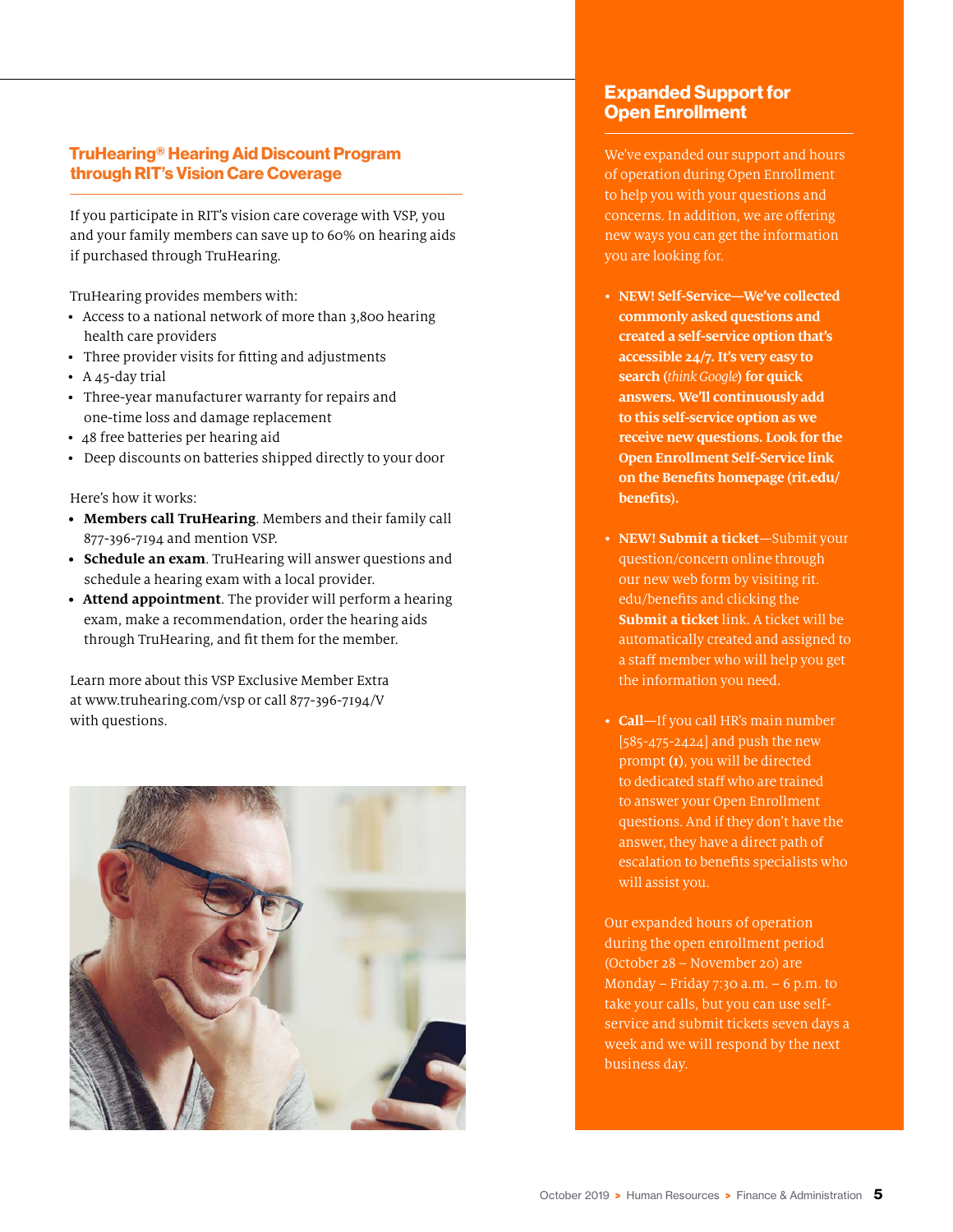## TruHearing® Hearing Aid Discount Program through RIT's Vision Care Coverage

If you participate in RIT's vision care coverage with VSP, you and your family members can save up to 60% on hearing aids if purchased through TruHearing.

TruHearing provides members with:

- Access to a national network of more than 3,800 hearing health care providers
- Three provider visits for fitting and adjustments
- A 45-day trial
- Three-year manufacturer warranty for repairs and one-time loss and damage replacement
- 48 free batteries per hearing aid
- Deep discounts on batteries shipped directly to your door

Here's how it works:

- **Members call TruHearing**. Members and their family call 877-396-7194 and mention VSP.
- **Schedule an exam**. TruHearing will answer questions and schedule a hearing exam with a local provider.
- **Attend appointment**. The provider will perform a hearing exam, make a recommendation, order the hearing aids through TruHearing, and fit them for the member.

Learn more about this VSP Exclusive Member Extra at www.truhearing.com/vsp or call 877-396-7194/V with questions.

## Expanded Support for Open Enrollment

We've expanded our support and hours of operation during Open Enrollment to help you with your questions and concerns. In addition, we are offering new ways you can get the information you are looking for.

- **NEW! Self-Service—We've collected commonly asked questions and created a self-service option that's accessible 24/7. It's very easy to search (*think Google*) for quick answers. We'll continuously add to this self-service option as we receive new questions. Look for the Open Enrollment Self-Service link on the Benefits homepage (rit.edu/benefits).**
- **NEW! Submit a ticket**—Submit your question/concern online through our new web form by visiting rit.edu/benefits and clicking the **Submit a ticket** link. A ticket will be automatically created and assigned to a staff member who will help you get the information you need.
- **Call**—If you call HR's main number [585-475-2424] and push the new prompt **(1)**, you will be directed to dedicated staff who are trained to answer your Open Enrollment questions. And if they don't have the answer, they have a direct path of escalation to benefits specialists who will assist you.

Our expanded hours of operation during the open enrollment period (October 28 – November 20) are Monday – Friday 7:30 a.m. – 6 p.m. to take your calls, but you can use self-service and submit tickets seven days a week and we will respond by the next business day.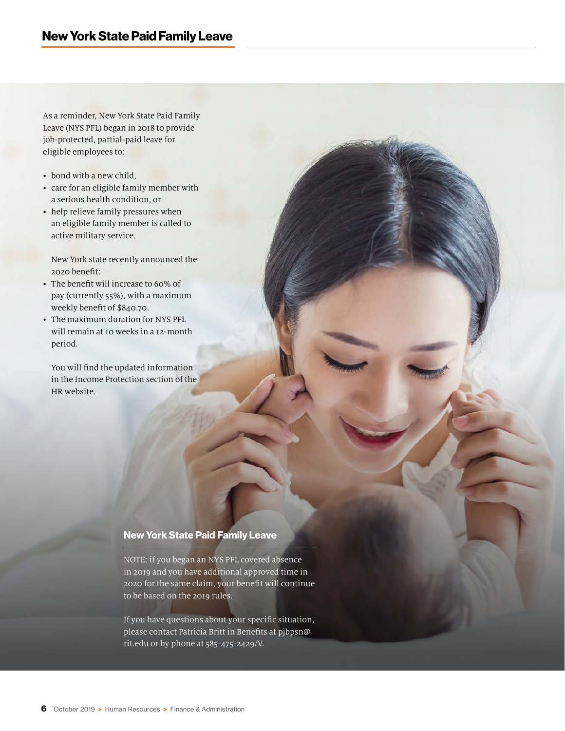# New York State Paid Family Leave

As a reminder, New York State Paid Family Leave (NYS PFL) began in 2018 to provide job-protected, partial-paid leave for eligible employees to:

- bond with a new child,
- care for an eligible family member with a serious health condition, or
- help relieve family pressures when an eligible family member is called to active military service.

New York state recently announced the 2020 benefit:

- The benefit will increase to 60% of pay (currently 55%), with a maximum weekly benefit of $840.70.
- The maximum duration for NYS PFL will remain at 10 weeks in a 12-month period.

You will find the updated information in the Income Protection section of the HR website.

## New York State Paid Family Leave

NOTE: if you began an NYS PFL covered absence in 2019 and you have additional approved time in 2020 for the same claim, your benefit will continue to be based on the 2019 rules.

If you have questions about your specific situation, please contact Patricia Britt in Benefits at pjbpsn@rit.edu or by phone at 585-475-2429/V.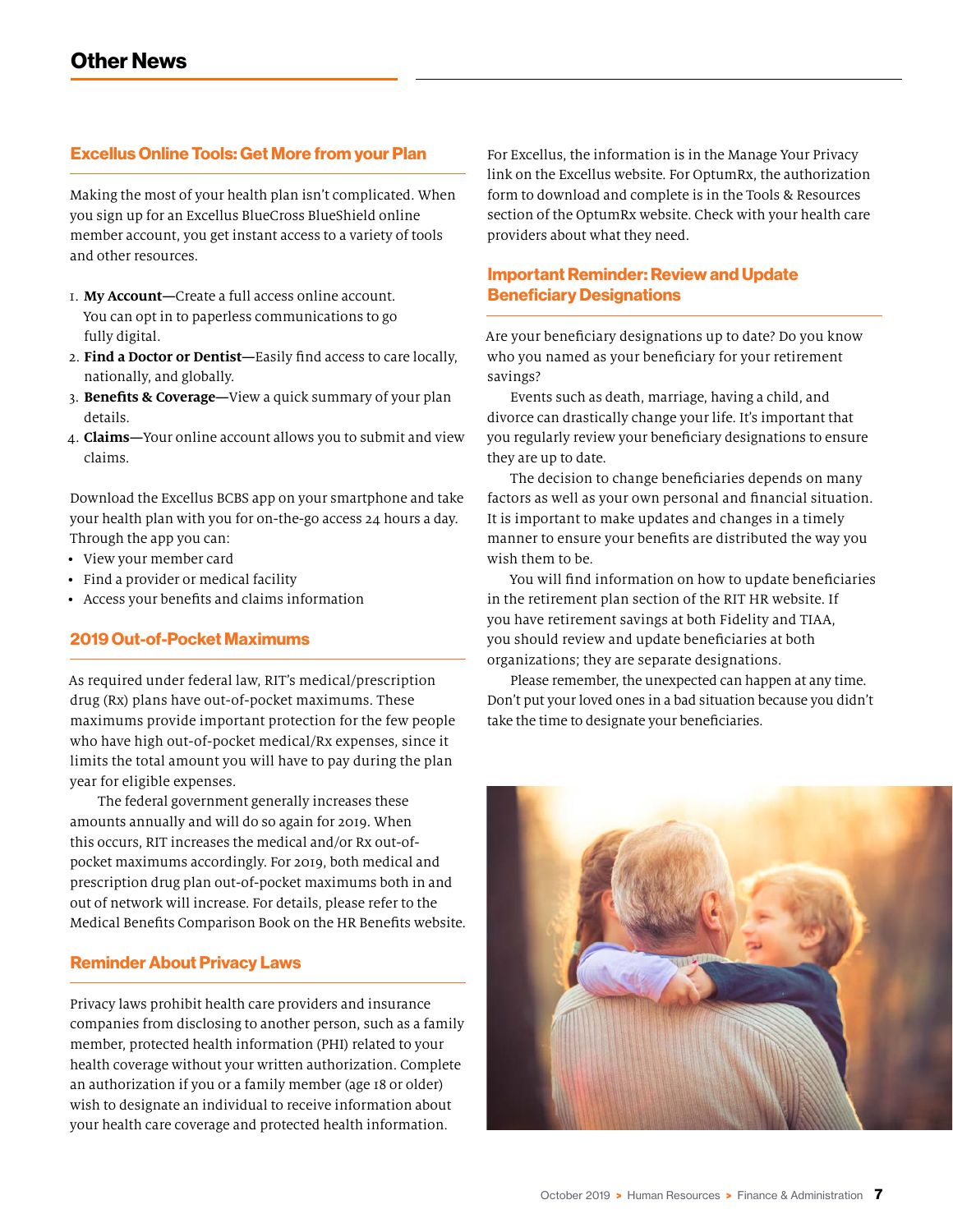# Other News

## Excellus Online Tools: Get More from your Plan

Making the most of your health plan isn't complicated. When you sign up for an Excellus BlueCross BlueShield online member account, you get instant access to a variety of tools and other resources.

1. **My Account**—Create a full access online account. You can opt in to paperless communications to go fully digital.
2. **Find a Doctor or Dentist**—Easily find access to care locally, nationally, and globally.
3. **Benefits & Coverage**—View a quick summary of your plan details.
4. **Claims**—Your online account allows you to submit and view claims.

Download the Excellus BCBS app on your smartphone and take your health plan with you for on-the-go access 24 hours a day. Through the app you can:

- View your member card
- Find a provider or medical facility
- Access your benefits and claims information

## 2019 Out-of-Pocket Maximums

As required under federal law, RIT's medical/prescription drug (Rx) plans have out-of-pocket maximums. These maximums provide important protection for the few people who have high out-of-pocket medical/Rx expenses, since it limits the total amount you will have to pay during the plan year for eligible expenses.

The federal government generally increases these amounts annually and will do so again for 2019. When this occurs, RIT increases the medical and/or Rx out-of-pocket maximums accordingly. For 2019, both medical and prescription drug plan out-of-pocket maximums both in and out of network will increase. For details, please refer to the Medical Benefits Comparison Book on the HR Benefits website.

## Reminder About Privacy Laws

Privacy laws prohibit health care providers and insurance companies from disclosing to another person, such as a family member, protected health information (PHI) related to your health coverage without your written authorization. Complete an authorization if you or a family member (age 18 or older) wish to designate an individual to receive information about your health care coverage and protected health information.

For Excellus, the information is in the Manage Your Privacy link on the Excellus website. For OptumRx, the authorization form to download and complete is in the Tools & Resources section of the OptumRx website. Check with your health care providers about what they need.

## Important Reminder: Review and Update Beneficiary Designations

Are your beneficiary designations up to date? Do you know who you named as your beneficiary for your retirement savings?

Events such as death, marriage, having a child, and divorce can drastically change your life. It's important that you regularly review your beneficiary designations to ensure they are up to date.

The decision to change beneficiaries depends on many factors as well as your own personal and financial situation. It is important to make updates and changes in a timely manner to ensure your benefits are distributed the way you wish them to be.

You will find information on how to update beneficiaries in the retirement plan section of the RIT HR website. If you have retirement savings at both Fidelity and TIAA, you should review and update beneficiaries at both organizations; they are separate designations.

Please remember, the unexpected can happen at any time. Don't put your loved ones in a bad situation because you didn't take the time to designate your beneficiaries.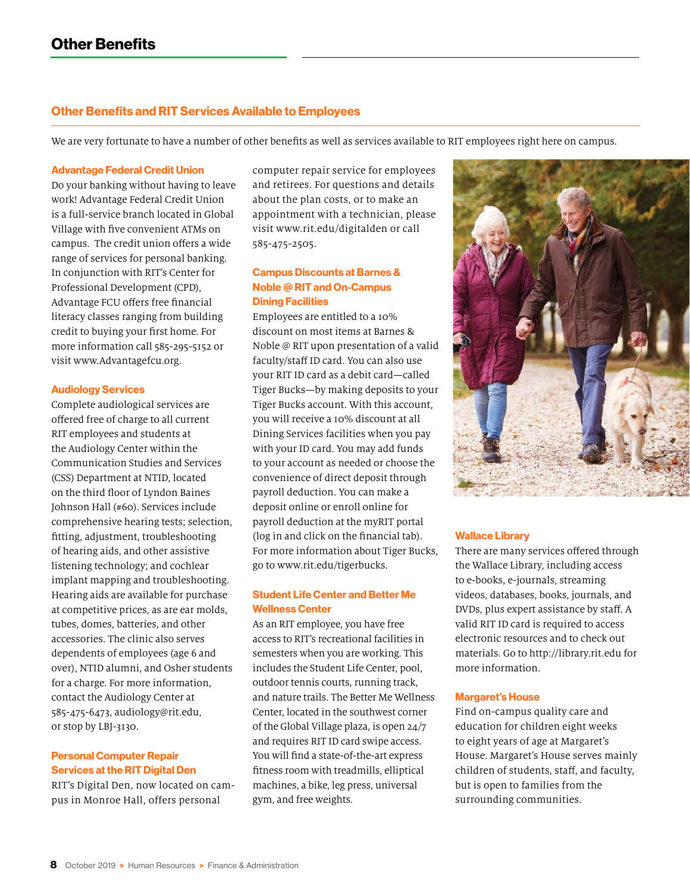# Other Benefits

## Other Benefits and RIT Services Available to Employees

We are very fortunate to have a number of other benefits as well as services available to RIT employees right here on campus.

### Advantage Federal Credit Union

Do your banking without having to leave work! Advantage Federal Credit Union is a full-service branch located in Global Village with five convenient ATMs on campus. The credit union offers a wide range of services for personal banking. In conjunction with RIT's Center for Professional Development (CPD), Advantage FCU offers free financial literacy classes ranging from building credit to buying your first home. For more information call 585-295-5152 or visit www.Advantagefcu.org.

### Audiology Services

Complete audiological services are offered free of charge to all current RIT employees and students at the Audiology Center within the Communication Studies and Services (CSS) Department at NTID, located on the third floor of Lyndon Baines Johnson Hall (#60). Services include comprehensive hearing tests; selection, fitting, adjustment, troubleshooting of hearing aids, and other assistive listening technology; and cochlear implant mapping and troubleshooting. Hearing aids are available for purchase at competitive prices, as are ear molds, tubes, domes, batteries, and other accessories. The clinic also serves dependents of employees (age 6 and over), NTID alumni, and Osher students for a charge. For more information, contact the Audiology Center at 585-475-6473, audiology@rit.edu, or stop by LBJ-3130.

### Personal Computer Repair Services at the RIT Digital Den

RIT's Digital Den, now located on campus in Monroe Hall, offers personal computer repair service for employees and retirees. For questions and details about the plan costs, or to make an appointment with a technician, please visit www.rit.edu/digitalden or call 585-475-2505.

### Campus Discounts at Barnes & Noble @ RIT and On-Campus Dining Facilities

Employees are entitled to a 10% discount on most items at Barnes & Noble @ RIT upon presentation of a valid faculty/staff ID card. You can also use your RIT ID card as a debit card—called Tiger Bucks—by making deposits to your Tiger Bucks account. With this account, you will receive a 10% discount at all Dining Services facilities when you pay with your ID card. You may add funds to your account as needed or choose the convenience of direct deposit through payroll deduction. You can make a deposit online or enroll online for payroll deduction at the myRIT portal (log in and click on the financial tab). For more information about Tiger Bucks, go to www.rit.edu/tigerbucks.

### Student Life Center and Better Me Wellness Center

As an RIT employee, you have free access to RIT's recreational facilities in semesters when you are working. This includes the Student Life Center, pool, outdoor tennis courts, running track, and nature trails. The Better Me Wellness Center, located in the southwest corner of the Global Village plaza, is open 24/7 and requires RIT ID card swipe access. You will find a state-of-the-art express fitness room with treadmills, elliptical machines, a bike, leg press, universal gym, and free weights.

### Wallace Library

There are many services offered through the Wallace Library, including access to e-books, e-journals, streaming videos, databases, books, journals, and DVDs, plus expert assistance by staff. A valid RIT ID card is required to access electronic resources and to check out materials. Go to http://library.rit.edu for more information.

### Margaret's House

Find on-campus quality care and education for children eight weeks to eight years of age at Margaret's House. Margaret's House serves mainly children of students, staff, and faculty, but is open to families from the surrounding communities.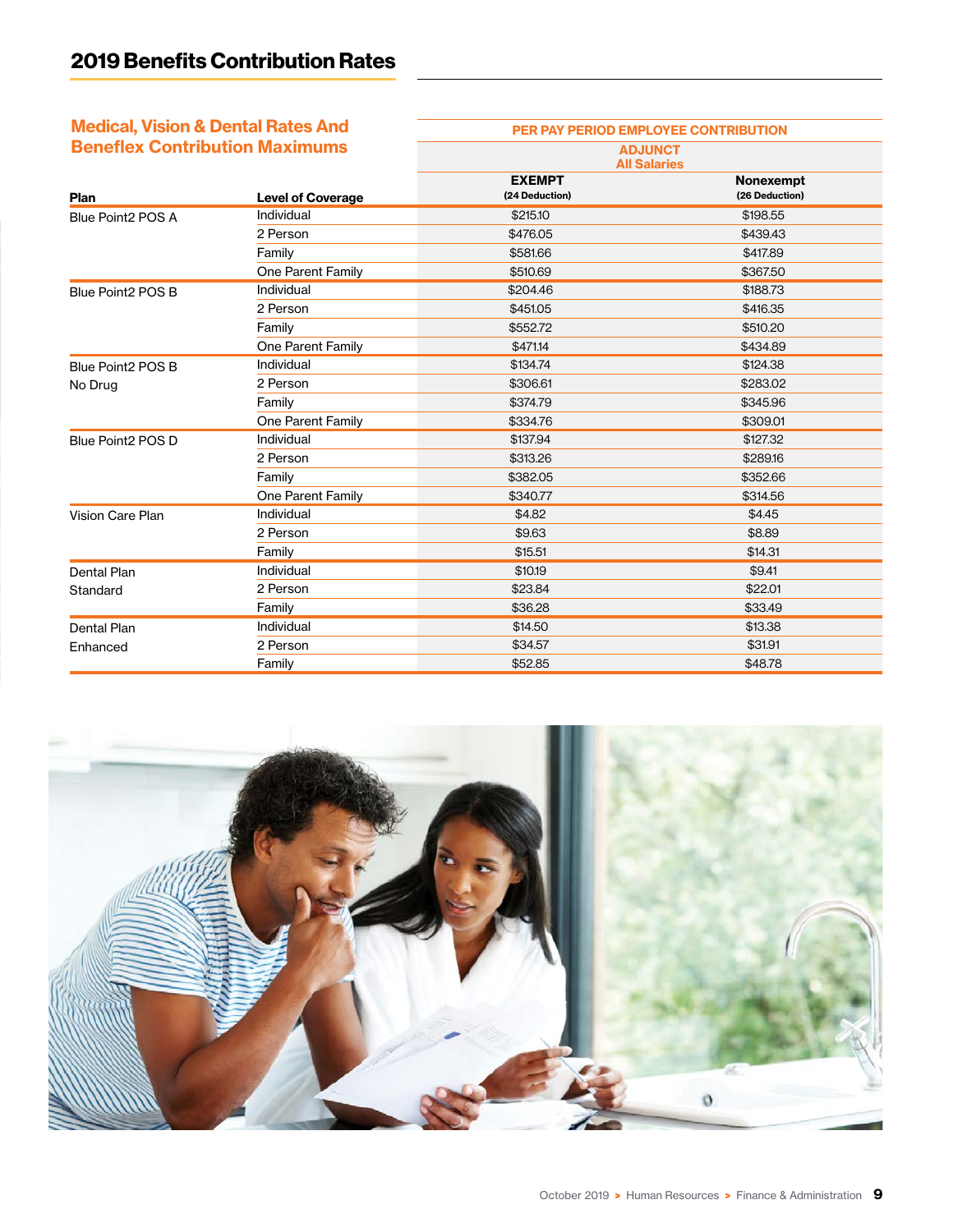# 2019 Benefits Contribution Rates

## Medical, Vision & Dental Rates And Beneflex Contribution Maximums

| Plan | Level of Coverage | PER PAY PERIOD EMPLOYEE CONTRIBUTION | |
|---|---|---|---|
| | | ADJUNCT All Salaries | |
| | | EXEMPT (24 Deduction) | Nonexempt (26 Deduction) |
| Blue Point2 POS A | Individual | $215.10 | $198.55 |
| | 2 Person | $476.05 | $439.43 |
| | Family | $581.66 | $417.89 |
| | One Parent Family | $510.69 | $367.50 |
| Blue Point2 POS B | Individual | $204.46 | $188.73 |
| | 2 Person | $451.05 | $416.35 |
| | Family | $552.72 | $510.20 |
| | One Parent Family | $471.14 | $434.89 |
| Blue Point2 POS B No Drug | Individual | $134.74 | $124.38 |
| | 2 Person | $306.61 | $283.02 |
| | Family | $374.79 | $345.96 |
| | One Parent Family | $334.76 | $309.01 |
| Blue Point2 POS D | Individual | $137.94 | $127.32 |
| | 2 Person | $313.26 | $289.16 |
| | Family | $382.05 | $352.66 |
| | One Parent Family | $340.77 | $314.56 |
| Vision Care Plan | Individual | $4.82 | $4.45 |
| | 2 Person | $9.63 | $8.89 |
| | Family | $15.51 | $14.31 |
| Dental Plan Standard | Individual | $10.19 | $9.41 |
| | 2 Person | $23.84 | $22.01 |
| | Family | $36.28 | $33.49 |
| Dental Plan Enhanced | Individual | $14.50 | $13.38 |
| | 2 Person | $34.57 | $31.91 |
| | Family | $52.85 | $48.78 |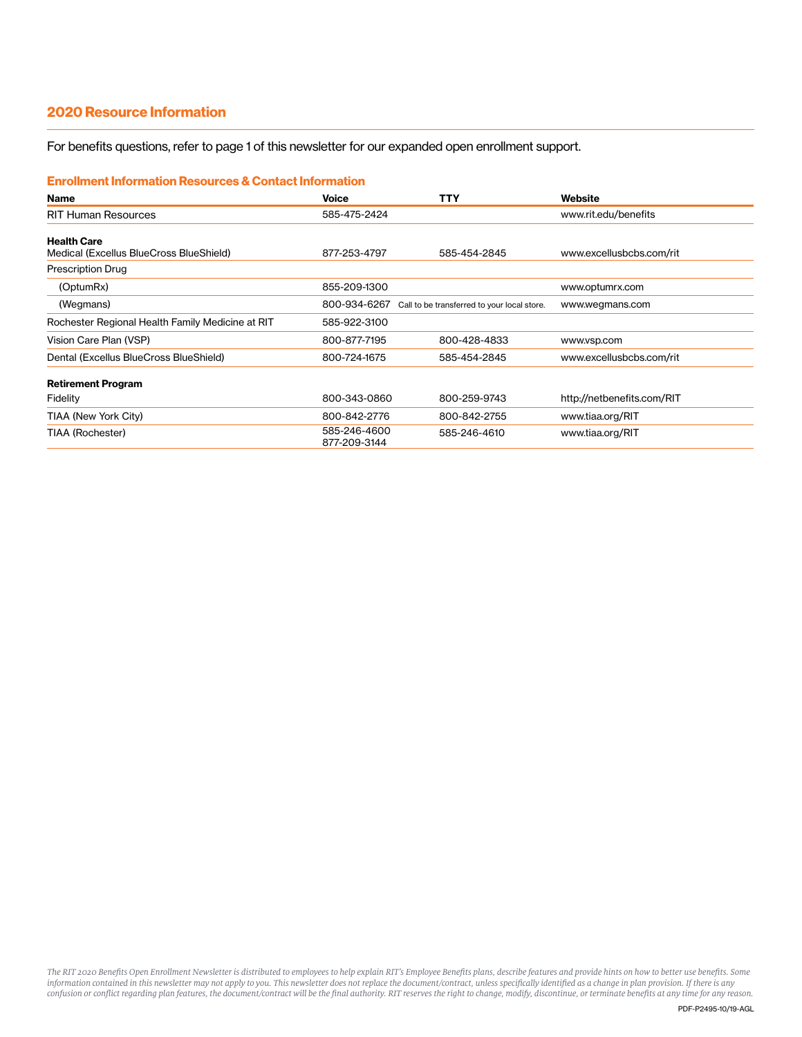## 2020 Resource Information

For benefits questions, refer to page 1 of this newsletter for our expanded open enrollment support.

### Enrollment Information Resources & Contact Information

| Name | Voice | TTY | Website |
|---|---|---|---|
| RIT Human Resources | 585-475-2424 | | www.rit.edu/benefits |
| **Health Care** | | | |
| Medical (Excellus BlueCross BlueShield) | 877-253-4797 | 585-454-2845 | www.excellusbcbs.com/rit |
| Prescription Drug | | | |
| (OptumRx) | 855-209-1300 | | www.optumrx.com |
| (Wegmans) | 800-934-6267 | Call to be transferred to your local store. | www.wegmans.com |
| Rochester Regional Health Family Medicine at RIT | 585-922-3100 | | |
| Vision Care Plan (VSP) | 800-877-7195 | 800-428-4833 | www.vsp.com |
| Dental (Excellus BlueCross BlueShield) | 800-724-1675 | 585-454-2845 | www.excellusbcbs.com/rit |
| **Retirement Program** | | | |
| Fidelity | 800-343-0860 | 800-259-9743 | http://netbenefits.com/RIT |
| TIAA (New York City) | 800-842-2776 | 800-842-2755 | www.tiaa.org/RIT |
| TIAA (Rochester) | 585-246-4600<br>877-209-3144 | 585-246-4610 | www.tiaa.org/RIT |

*The RIT 2020 Benefits Open Enrollment Newsletter is distributed to employees to help explain RIT's Employee Benefits plans, describe features and provide hints on how to better use benefits. Some information contained in this newsletter may not apply to you. This newsletter does not replace the document/contract, unless specifically identified as a change in plan provision. If there is any confusion or conflict regarding plan features, the document/contract will be the final authority. RIT reserves the right to change, modify, discontinue, or terminate benefits at any time for any reason.*

PDF-P2495-10/19-AGL